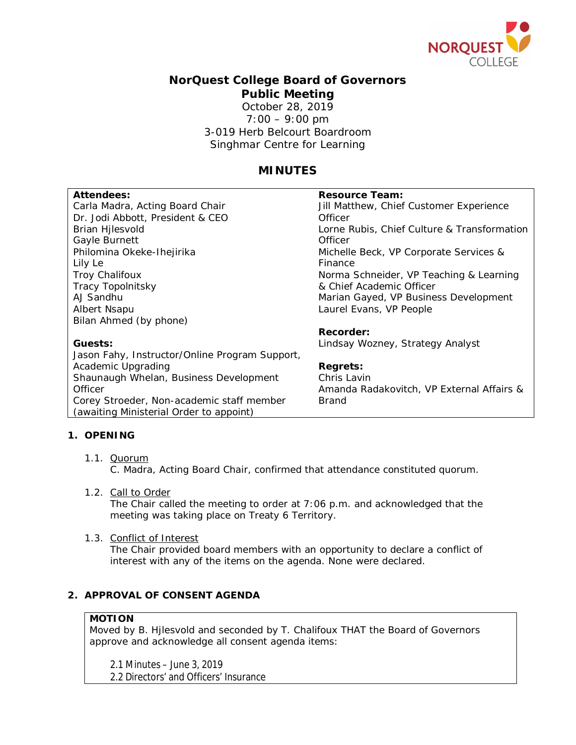# NorQuest College Board of Governors
## Public Meeting

October 28, 2019
7:00 – 9:00 pm
3-019 Herb Belcourt Boardroom
Singhmar Centre for Learning

## MINUTES

**Attendees:**
Carla Madra, Acting Board Chair
Dr. Jodi Abbott, President & CEO
Brian Hjlesvold
Gayle Burnett
Philomina Okeke-Ihejirika
Lily Le
Troy Chalifoux
Tracy Topolnitsky
AJ Sandhu
Albert Nsapu
Bilan Ahmed (by phone)

**Guests:**
Jason Fahy, Instructor/Online Program Support, Academic Upgrading
Shaunaugh Whelan, Business Development Officer
Corey Stroeder, Non-academic staff member (awaiting Ministerial Order to appoint)

**Resource Team:**
Jill Matthew, Chief Customer Experience Officer
Lorne Rubis, Chief Culture & Transformation Officer
Michelle Beck, VP Corporate Services & Finance
Norma Schneider, VP Teaching & Learning & Chief Academic Officer
Marian Gayed, VP Business Development
Laurel Evans, VP People

**Recorder:**
Lindsay Wozney, Strategy Analyst

**Regrets:**
Chris Lavin
Amanda Radakovitch, VP External Affairs & Brand

### 1. OPENING

1.1. Quorum
C. Madra, Acting Board Chair, confirmed that attendance constituted quorum.

1.2. Call to Order
The Chair called the meeting to order at 7:06 p.m. and acknowledged that the meeting was taking place on Treaty 6 Territory.

1.3. Conflict of Interest
The Chair provided board members with an opportunity to declare a conflict of interest with any of the items on the agenda. None were declared.

### 2. APPROVAL OF CONSENT AGENDA

**MOTION**
Moved by B. Hjlesvold and seconded by T. Chalifoux THAT the Board of Governors approve and acknowledge all consent agenda items:

2.1 Minutes – June 3, 2019
2.2 Directors' and Officers' Insurance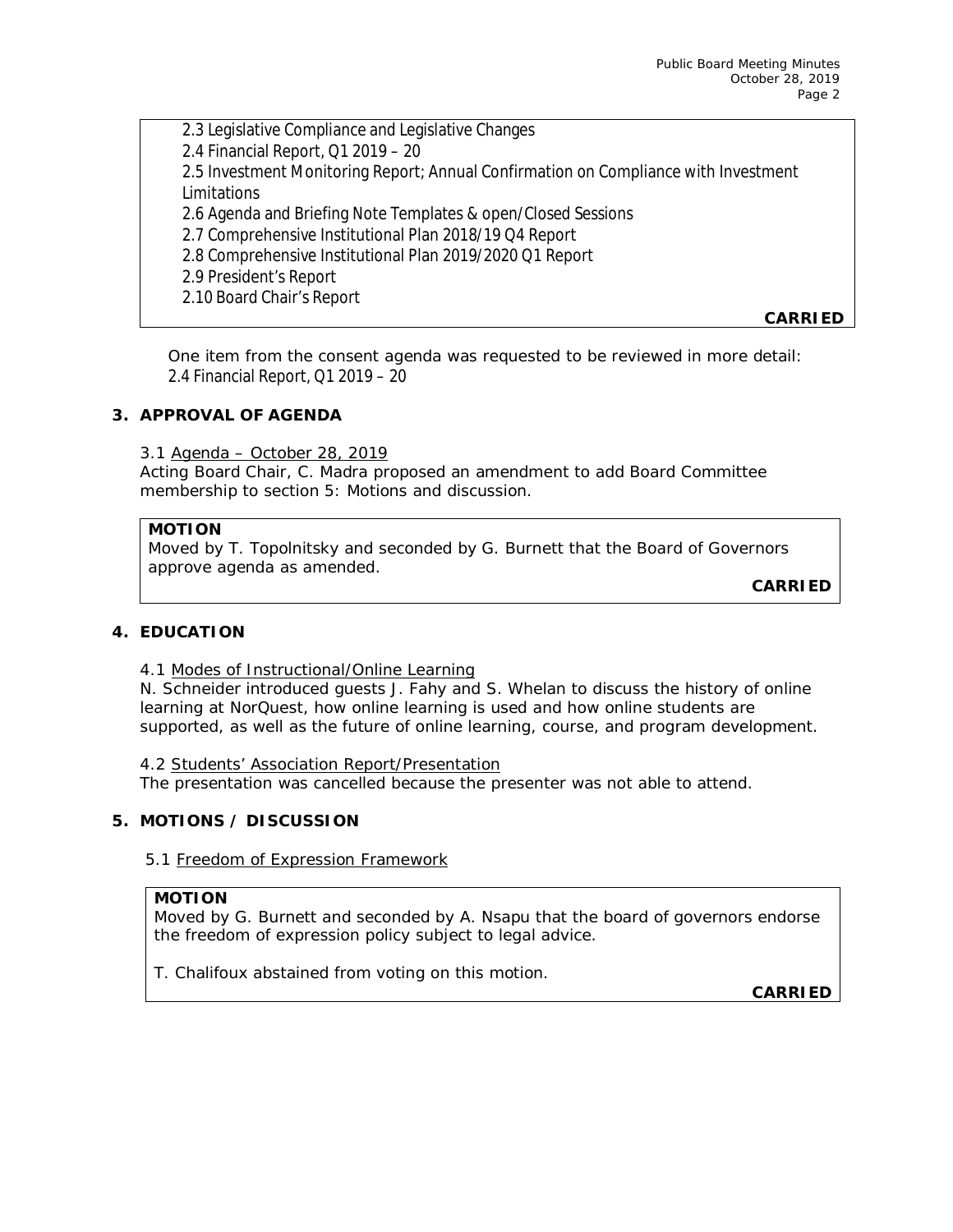2.3 Legislative Compliance and Legislative Changes
2.4 Financial Report, Q1 2019 – 20
2.5 Investment Monitoring Report; Annual Confirmation on Compliance with Investment Limitations
2.6 Agenda and Briefing Note Templates & open/Closed Sessions
2.7 Comprehensive Institutional Plan 2018/19 Q4 Report
2.8 Comprehensive Institutional Plan 2019/2020 Q1 Report
2.9 President's Report
2.10 Board Chair's Report

**CARRIED**

One item from the consent agenda was requested to be reviewed in more detail:
2.4 Financial Report, Q1 2019 – 20

## 3. APPROVAL OF AGENDA

3.1 Agenda – October 28, 2019
Acting Board Chair, C. Madra proposed an amendment to add Board Committee membership to section 5: Motions and discussion.

**MOTION**
Moved by T. Topolnitsky and seconded by G. Burnett that the Board of Governors approve agenda as amended.

**CARRIED**

## 4. EDUCATION

4.1 Modes of Instructional/Online Learning
N. Schneider introduced guests J. Fahy and S. Whelan to discuss the history of online learning at NorQuest, how online learning is used and how online students are supported, as well as the future of online learning, course, and program development.

4.2 Students' Association Report/Presentation
The presentation was cancelled because the presenter was not able to attend.

## 5. MOTIONS / DISCUSSION

5.1 Freedom of Expression Framework

**MOTION**
Moved by G. Burnett and seconded by A. Nsapu that the board of governors endorse the freedom of expression policy subject to legal advice.

T. Chalifoux abstained from voting on this motion.

**CARRIED**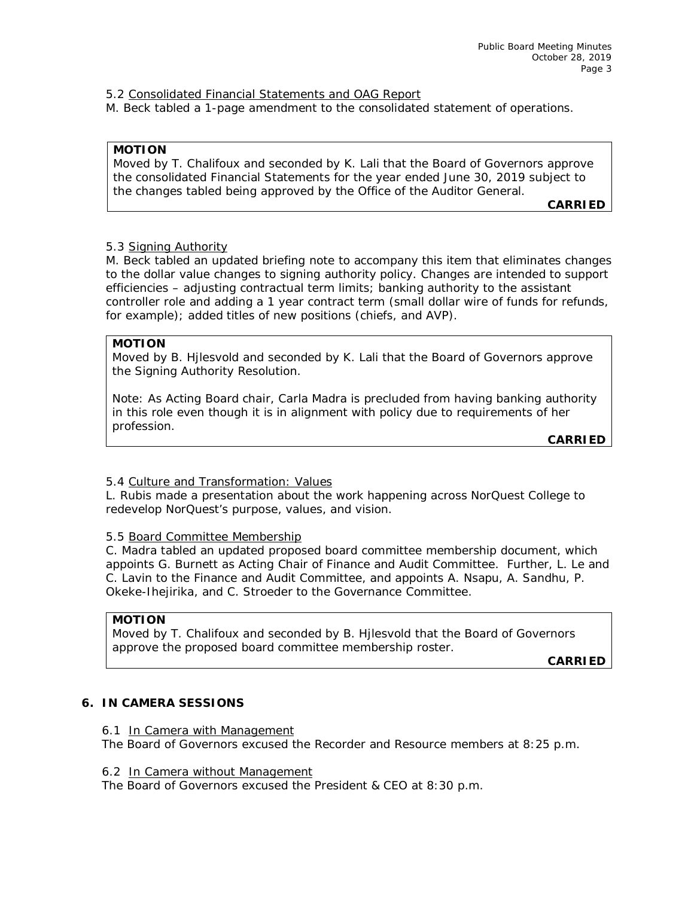5.2 Consolidated Financial Statements and OAG Report

M. Beck tabled a 1-page amendment to the consolidated statement of operations.

> **MOTION**
> Moved by T. Chalifoux and seconded by K. Lali that the Board of Governors approve the consolidated Financial Statements for the year ended June 30, 2019 subject to the changes tabled being approved by the Office of the Auditor General.
>
> **CARRIED**

5.3 Signing Authority

M. Beck tabled an updated briefing note to accompany this item that eliminates changes to the dollar value changes to signing authority policy. Changes are intended to support efficiencies – adjusting contractual term limits; banking authority to the assistant controller role and adding a 1 year contract term (small dollar wire of funds for refunds, for example); added titles of new positions (chiefs, and AVP).

> **MOTION**
> Moved by B. Hjlesvold and seconded by K. Lali that the Board of Governors approve the Signing Authority Resolution.
>
> Note: As Acting Board chair, Carla Madra is precluded from having banking authority in this role even though it is in alignment with policy due to requirements of her profession.
>
> **CARRIED**

5.4 Culture and Transformation: Values

L. Rubis made a presentation about the work happening across NorQuest College to redevelop NorQuest's purpose, values, and vision.

5.5 Board Committee Membership

C. Madra tabled an updated proposed board committee membership document, which appoints G. Burnett as Acting Chair of Finance and Audit Committee. Further, L. Le and C. Lavin to the Finance and Audit Committee, and appoints A. Nsapu, A. Sandhu, P. Okeke-Ihejirika, and C. Stroeder to the Governance Committee.

> **MOTION**
> Moved by T. Chalifoux and seconded by B. Hjlesvold that the Board of Governors approve the proposed board committee membership roster.
>
> **CARRIED**

## 6. IN CAMERA SESSIONS

6.1 In Camera with Management

The Board of Governors excused the Recorder and Resource members at 8:25 p.m.

6.2 In Camera without Management

The Board of Governors excused the President & CEO at 8:30 p.m.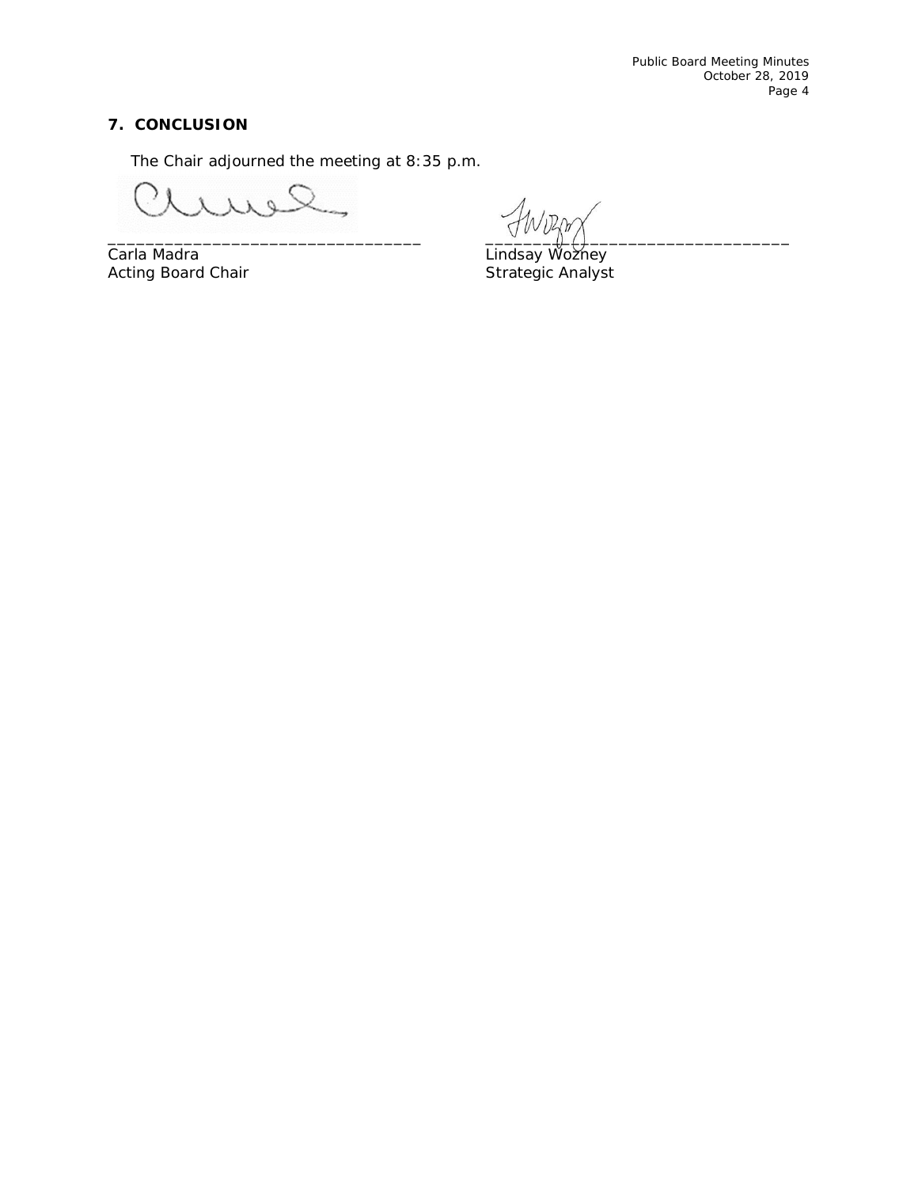## 7. CONCLUSION

The Chair adjourned the meeting at 8:35 p.m.

________________________________
Carla Madra
Acting Board Chair

________________________________
Lindsay Wozney
Strategic Analyst